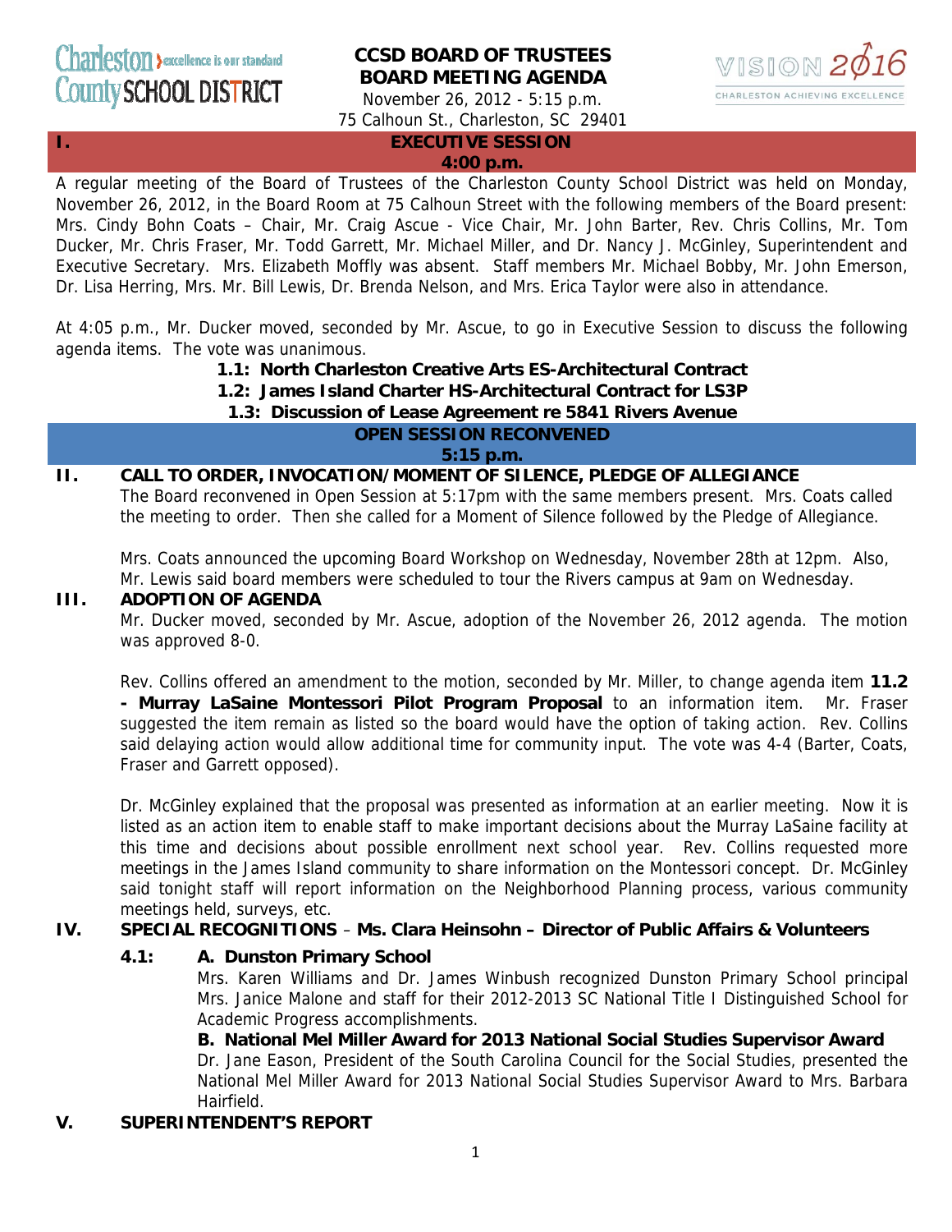Charleston County SCHOOL DISTRICT — excellence is our standard

# CCSD BOARD OF TRUSTEES BOARD MEETING AGENDA

November 26, 2012 - 5:15 p.m.
75 Calhoun St., Charleston, SC 29401

VISION 2016 — CHARLESTON ACHIEVING EXCELLENCE

## I. EXECUTIVE SESSION
**4:00 p.m.**

A regular meeting of the Board of Trustees of the Charleston County School District was held on Monday, November 26, 2012, in the Board Room at 75 Calhoun Street with the following members of the Board present: Mrs. Cindy Bohn Coats – Chair, Mr. Craig Ascue - Vice Chair, Mr. John Barter, Rev. Chris Collins, Mr. Tom Ducker, Mr. Chris Fraser, Mr. Todd Garrett, Mr. Michael Miller, and Dr. Nancy J. McGinley, Superintendent and Executive Secretary. Mrs. Elizabeth Moffly was absent. Staff members Mr. Michael Bobby, Mr. John Emerson, Dr. Lisa Herring, Mrs. Mr. Bill Lewis, Dr. Brenda Nelson, and Mrs. Erica Taylor were also in attendance.

At 4:05 p.m., Mr. Ducker moved, seconded by Mr. Ascue, to go in Executive Session to discuss the following agenda items. The vote was unanimous.

**1.1: North Charleston Creative Arts ES-Architectural Contract**
**1.2: James Island Charter HS-Architectural Contract for LS3P**
**1.3: Discussion of Lease Agreement re 5841 Rivers Avenue**

## OPEN SESSION RECONVENED
**5:15 p.m.**

## II. CALL TO ORDER, INVOCATION/MOMENT OF SILENCE, PLEDGE OF ALLEGIANCE

The Board reconvened in Open Session at 5:17pm with the same members present. Mrs. Coats called the meeting to order. Then she called for a Moment of Silence followed by the Pledge of Allegiance.

Mrs. Coats announced the upcoming Board Workshop on Wednesday, November 28th at 12pm. Also, Mr. Lewis said board members were scheduled to tour the Rivers campus at 9am on Wednesday.

## III. ADOPTION OF AGENDA

Mr. Ducker moved, seconded by Mr. Ascue, adoption of the November 26, 2012 agenda. The motion was approved 8-0.

Rev. Collins offered an amendment to the motion, seconded by Mr. Miller, to change agenda item **11.2 - Murray LaSaine Montessori Pilot Program Proposal** to an information item. Mr. Fraser suggested the item remain as listed so the board would have the option of taking action. Rev. Collins said delaying action would allow additional time for community input. The vote was 4-4 (Barter, Coats, Fraser and Garrett opposed).

Dr. McGinley explained that the proposal was presented as information at an earlier meeting. Now it is listed as an action item to enable staff to make important decisions about the Murray LaSaine facility at this time and decisions about possible enrollment next school year. Rev. Collins requested more meetings in the James Island community to share information on the Montessori concept. Dr. McGinley said tonight staff will report information on the Neighborhood Planning process, various community meetings held, surveys, etc.

## IV. SPECIAL RECOGNITIONS – Ms. Clara Heinsohn – Director of Public Affairs & Volunteers

### 4.1: A. Dunston Primary School

Mrs. Karen Williams and Dr. James Winbush recognized Dunston Primary School principal Mrs. Janice Malone and staff for their 2012-2013 SC National Title I Distinguished School for Academic Progress accomplishments.

**B. National Mel Miller Award for 2013 National Social Studies Supervisor Award**

Dr. Jane Eason, President of the South Carolina Council for the Social Studies, presented the National Mel Miller Award for 2013 National Social Studies Supervisor Award to Mrs. Barbara Hairfield.

## V. SUPERINTENDENT'S REPORT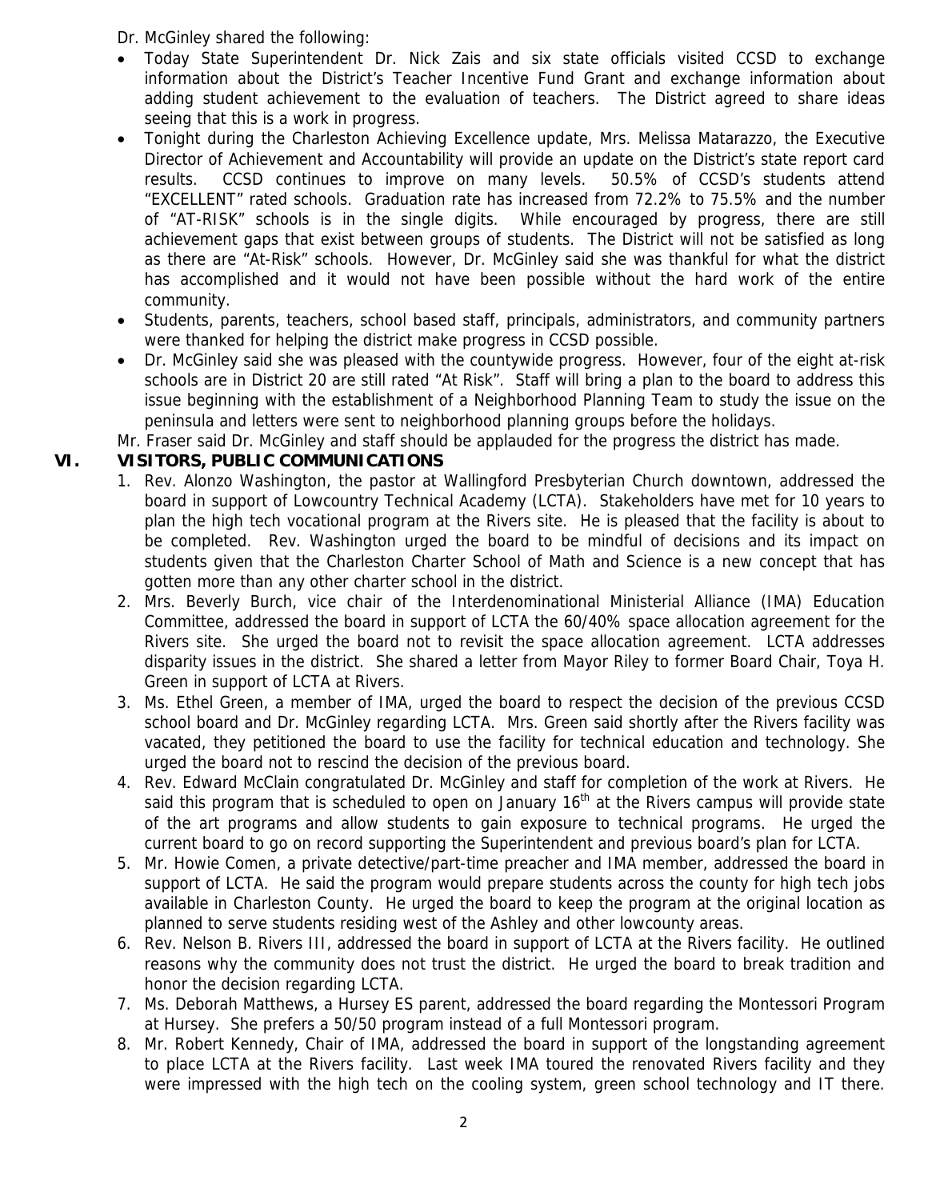Dr. McGinley shared the following:

- Today State Superintendent Dr. Nick Zais and six state officials visited CCSD to exchange information about the District's Teacher Incentive Fund Grant and exchange information about adding student achievement to the evaluation of teachers. The District agreed to share ideas seeing that this is a work in progress.
- Tonight during the Charleston Achieving Excellence update, Mrs. Melissa Matarazzo, the Executive Director of Achievement and Accountability will provide an update on the District's state report card results. CCSD continues to improve on many levels. 50.5% of CCSD's students attend "EXCELLENT" rated schools. Graduation rate has increased from 72.2% to 75.5% and the number of "AT-RISK" schools is in the single digits. While encouraged by progress, there are still achievement gaps that exist between groups of students. The District will not be satisfied as long as there are "At-Risk" schools. However, Dr. McGinley said she was thankful for what the district has accomplished and it would not have been possible without the hard work of the entire community.
- Students, parents, teachers, school based staff, principals, administrators, and community partners were thanked for helping the district make progress in CCSD possible.
- Dr. McGinley said she was pleased with the countywide progress. However, four of the eight at-risk schools are in District 20 are still rated "At Risk". Staff will bring a plan to the board to address this issue beginning with the establishment of a Neighborhood Planning Team to study the issue on the peninsula and letters were sent to neighborhood planning groups before the holidays.

Mr. Fraser said Dr. McGinley and staff should be applauded for the progress the district has made.

## VI. VISITORS, PUBLIC COMMUNICATIONS

1. Rev. Alonzo Washington, the pastor at Wallingford Presbyterian Church downtown, addressed the board in support of Lowcountry Technical Academy (LCTA). Stakeholders have met for 10 years to plan the high tech vocational program at the Rivers site. He is pleased that the facility is about to be completed. Rev. Washington urged the board to be mindful of decisions and its impact on students given that the Charleston Charter School of Math and Science is a new concept that has gotten more than any other charter school in the district.
2. Mrs. Beverly Burch, vice chair of the Interdenominational Ministerial Alliance (IMA) Education Committee, addressed the board in support of LCTA the 60/40% space allocation agreement for the Rivers site. She urged the board not to revisit the space allocation agreement. LCTA addresses disparity issues in the district. She shared a letter from Mayor Riley to former Board Chair, Toya H. Green in support of LCTA at Rivers.
3. Ms. Ethel Green, a member of IMA, urged the board to respect the decision of the previous CCSD school board and Dr. McGinley regarding LCTA. Mrs. Green said shortly after the Rivers facility was vacated, they petitioned the board to use the facility for technical education and technology. She urged the board not to rescind the decision of the previous board.
4. Rev. Edward McClain congratulated Dr. McGinley and staff for completion of the work at Rivers. He said this program that is scheduled to open on January 16th at the Rivers campus will provide state of the art programs and allow students to gain exposure to technical programs. He urged the current board to go on record supporting the Superintendent and previous board's plan for LCTA.
5. Mr. Howie Comen, a private detective/part-time preacher and IMA member, addressed the board in support of LCTA. He said the program would prepare students across the county for high tech jobs available in Charleston County. He urged the board to keep the program at the original location as planned to serve students residing west of the Ashley and other lowcounty areas.
6. Rev. Nelson B. Rivers III, addressed the board in support of LCTA at the Rivers facility. He outlined reasons why the community does not trust the district. He urged the board to break tradition and honor the decision regarding LCTA.
7. Ms. Deborah Matthews, a Hursey ES parent, addressed the board regarding the Montessori Program at Hursey. She prefers a 50/50 program instead of a full Montessori program.
8. Mr. Robert Kennedy, Chair of IMA, addressed the board in support of the longstanding agreement to place LCTA at the Rivers facility. Last week IMA toured the renovated Rivers facility and they were impressed with the high tech on the cooling system, green school technology and IT there.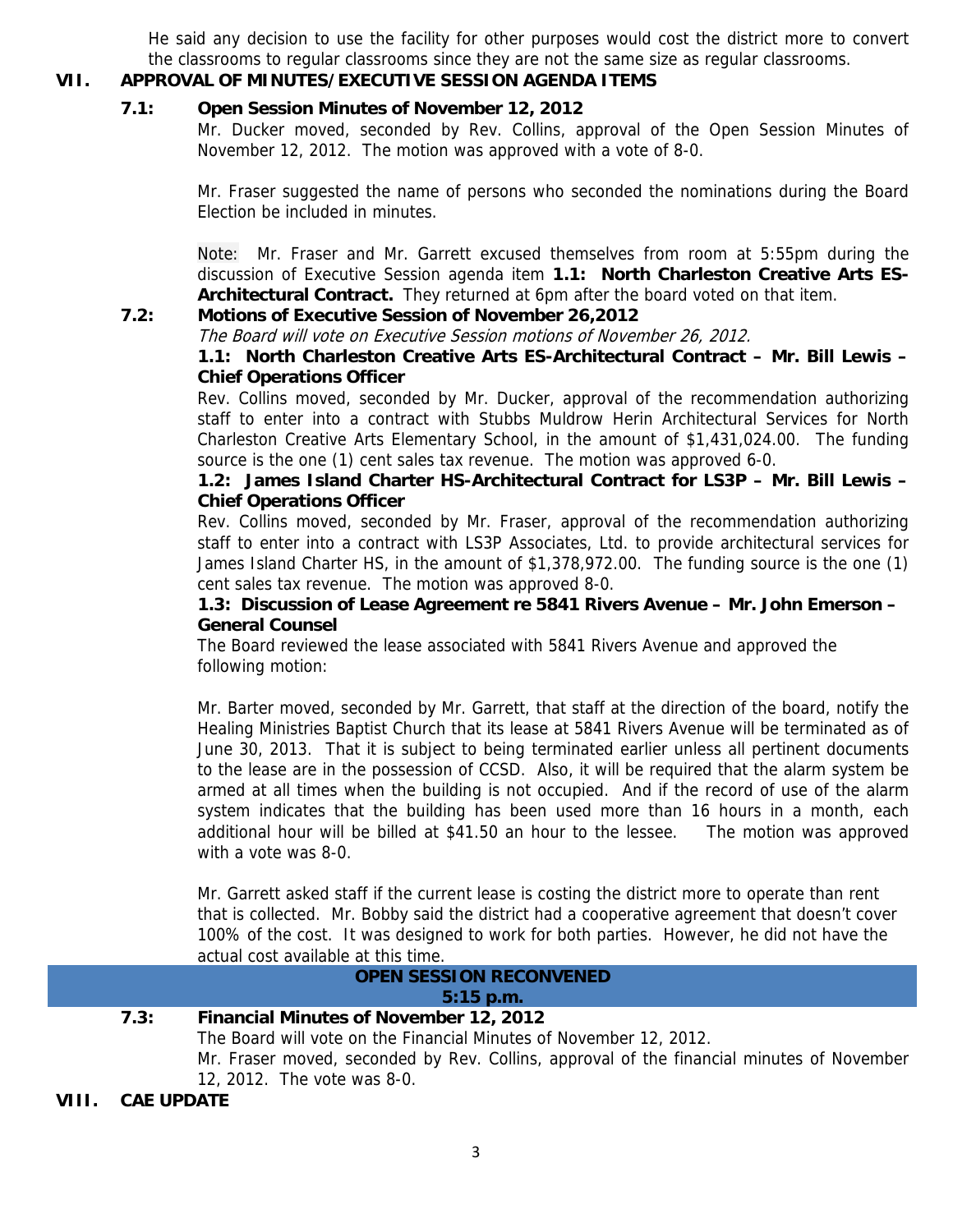He said any decision to use the facility for other purposes would cost the district more to convert the classrooms to regular classrooms since they are not the same size as regular classrooms.

## VII. APPROVAL OF MINUTES/EXECUTIVE SESSION AGENDA ITEMS

### 7.1: Open Session Minutes of November 12, 2012

Mr. Ducker moved, seconded by Rev. Collins, approval of the Open Session Minutes of November 12, 2012. The motion was approved with a vote of 8-0.

Mr. Fraser suggested the name of persons who seconded the nominations during the Board Election be included in minutes.

Note: Mr. Fraser and Mr. Garrett excused themselves from room at 5:55pm during the discussion of Executive Session agenda item **1.1: North Charleston Creative Arts ES-Architectural Contract.** They returned at 6pm after the board voted on that item.

### 7.2: Motions of Executive Session of November 26,2012

*The Board will vote on Executive Session motions of November 26, 2012.*

**1.1: North Charleston Creative Arts ES-Architectural Contract – Mr. Bill Lewis – Chief Operations Officer**

Rev. Collins moved, seconded by Mr. Ducker, approval of the recommendation authorizing staff to enter into a contract with Stubbs Muldrow Herin Architectural Services for North Charleston Creative Arts Elementary School, in the amount of $1,431,024.00. The funding source is the one (1) cent sales tax revenue. The motion was approved 6-0.

**1.2: James Island Charter HS-Architectural Contract for LS3P – Mr. Bill Lewis – Chief Operations Officer**

Rev. Collins moved, seconded by Mr. Fraser, approval of the recommendation authorizing staff to enter into a contract with LS3P Associates, Ltd. to provide architectural services for James Island Charter HS, in the amount of $1,378,972.00. The funding source is the one (1) cent sales tax revenue. The motion was approved 8-0.

**1.3: Discussion of Lease Agreement re 5841 Rivers Avenue – Mr. John Emerson – General Counsel**

The Board reviewed the lease associated with 5841 Rivers Avenue and approved the following motion:

Mr. Barter moved, seconded by Mr. Garrett, that staff at the direction of the board, notify the Healing Ministries Baptist Church that its lease at 5841 Rivers Avenue will be terminated as of June 30, 2013. That it is subject to being terminated earlier unless all pertinent documents to the lease are in the possession of CCSD. Also, it will be required that the alarm system be armed at all times when the building is not occupied. And if the record of use of the alarm system indicates that the building has been used more than 16 hours in a month, each additional hour will be billed at $41.50 an hour to the lessee. The motion was approved with a vote was 8-0.

Mr. Garrett asked staff if the current lease is costing the district more to operate than rent that is collected. Mr. Bobby said the district had a cooperative agreement that doesn't cover 100% of the cost. It was designed to work for both parties. However, he did not have the actual cost available at this time.

**OPEN SESSION RECONVENED**
**5:15 p.m.**

### 7.3: Financial Minutes of November 12, 2012

The Board will vote on the Financial Minutes of November 12, 2012.

Mr. Fraser moved, seconded by Rev. Collins, approval of the financial minutes of November 12, 2012. The vote was 8-0.

## VIII. CAE UPDATE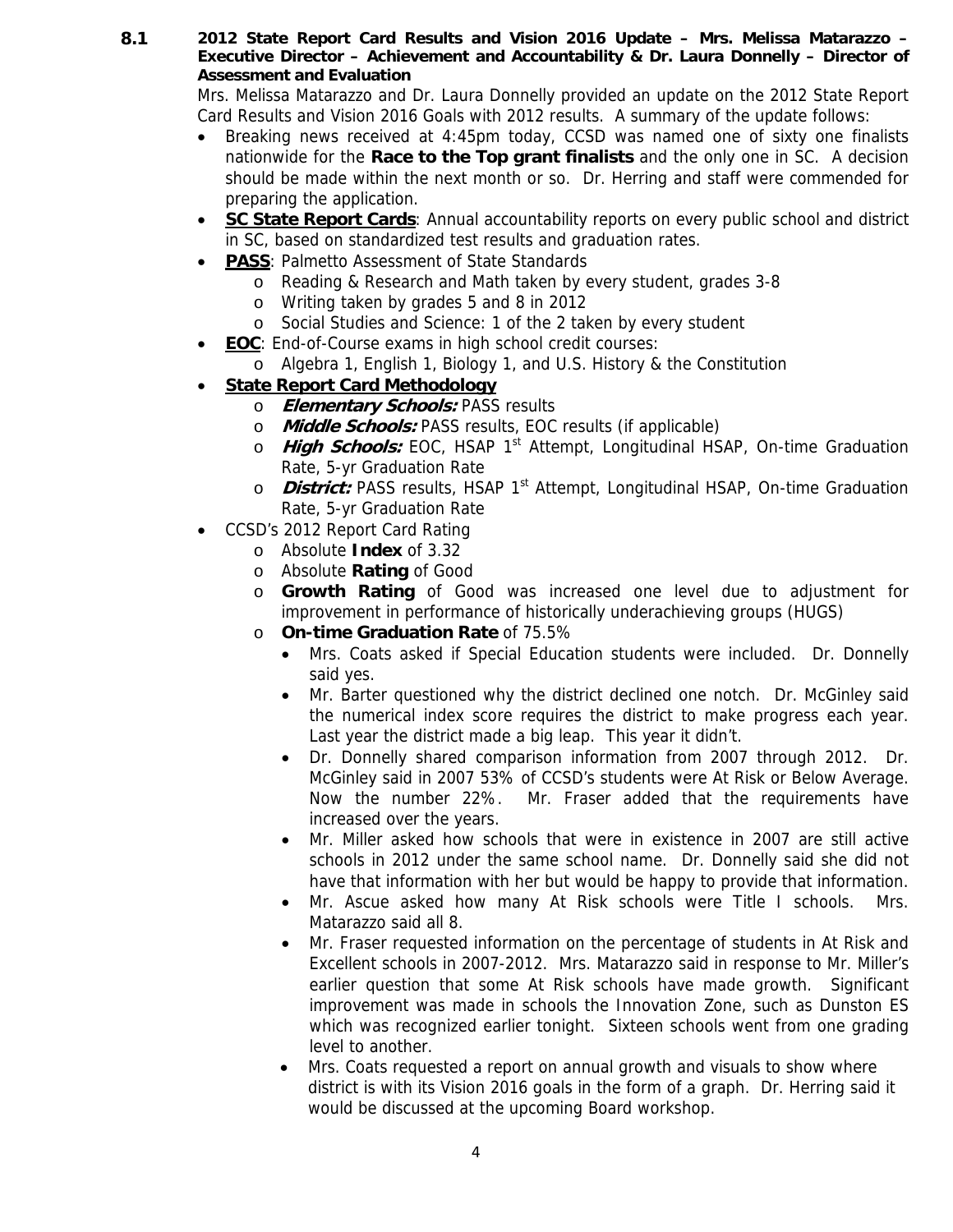**8.1 2012 State Report Card Results and Vision 2016 Update – Mrs. Melissa Matarazzo – Executive Director – Achievement and Accountability & Dr. Laura Donnelly – Director of Assessment and Evaluation**

Mrs. Melissa Matarazzo and Dr. Laura Donnelly provided an update on the 2012 State Report Card Results and Vision 2016 Goals with 2012 results. A summary of the update follows:

- Breaking news received at 4:45pm today, CCSD was named one of sixty one finalists nationwide for the **Race to the Top grant finalists** and the only one in SC. A decision should be made within the next month or so. Dr. Herring and staff were commended for preparing the application.
- **SC State Report Cards**: Annual accountability reports on every public school and district in SC, based on standardized test results and graduation rates.
- **PASS**: Palmetto Assessment of State Standards
  - Reading & Research and Math taken by every student, grades 3-8
  - Writing taken by grades 5 and 8 in 2012
  - Social Studies and Science: 1 of the 2 taken by every student
- **EOC**: End-of-Course exams in high school credit courses:
  - Algebra 1, English 1, Biology 1, and U.S. History & the Constitution
- **State Report Card Methodology**
  - ***Elementary Schools:*** PASS results
  - ***Middle Schools:*** PASS results, EOC results (if applicable)
  - ***High Schools:*** EOC, HSAP 1st Attempt, Longitudinal HSAP, On-time Graduation Rate, 5-yr Graduation Rate
  - ***District:*** PASS results, HSAP 1st Attempt, Longitudinal HSAP, On-time Graduation Rate, 5-yr Graduation Rate
- CCSD's 2012 Report Card Rating
  - Absolute **Index** of 3.32
  - Absolute **Rating** of Good
  - **Growth Rating** of Good was increased one level due to adjustment for improvement in performance of historically underachieving groups (HUGS)
  - **On-time Graduation Rate** of 75.5%
    - Mrs. Coats asked if Special Education students were included. Dr. Donnelly said yes.
    - Mr. Barter questioned why the district declined one notch. Dr. McGinley said the numerical index score requires the district to make progress each year. Last year the district made a big leap. This year it didn't.
    - Dr. Donnelly shared comparison information from 2007 through 2012. Dr. McGinley said in 2007 53% of CCSD's students were At Risk or Below Average. Now the number 22%. Mr. Fraser added that the requirements have increased over the years.
    - Mr. Miller asked how schools that were in existence in 2007 are still active schools in 2012 under the same school name. Dr. Donnelly said she did not have that information with her but would be happy to provide that information.
    - Mr. Ascue asked how many At Risk schools were Title I schools. Mrs. Matarazzo said all 8.
    - Mr. Fraser requested information on the percentage of students in At Risk and Excellent schools in 2007-2012. Mrs. Matarazzo said in response to Mr. Miller's earlier question that some At Risk schools have made growth. Significant improvement was made in schools the Innovation Zone, such as Dunston ES which was recognized earlier tonight. Sixteen schools went from one grading level to another.
    - Mrs. Coats requested a report on annual growth and visuals to show where district is with its Vision 2016 goals in the form of a graph. Dr. Herring said it would be discussed at the upcoming Board workshop.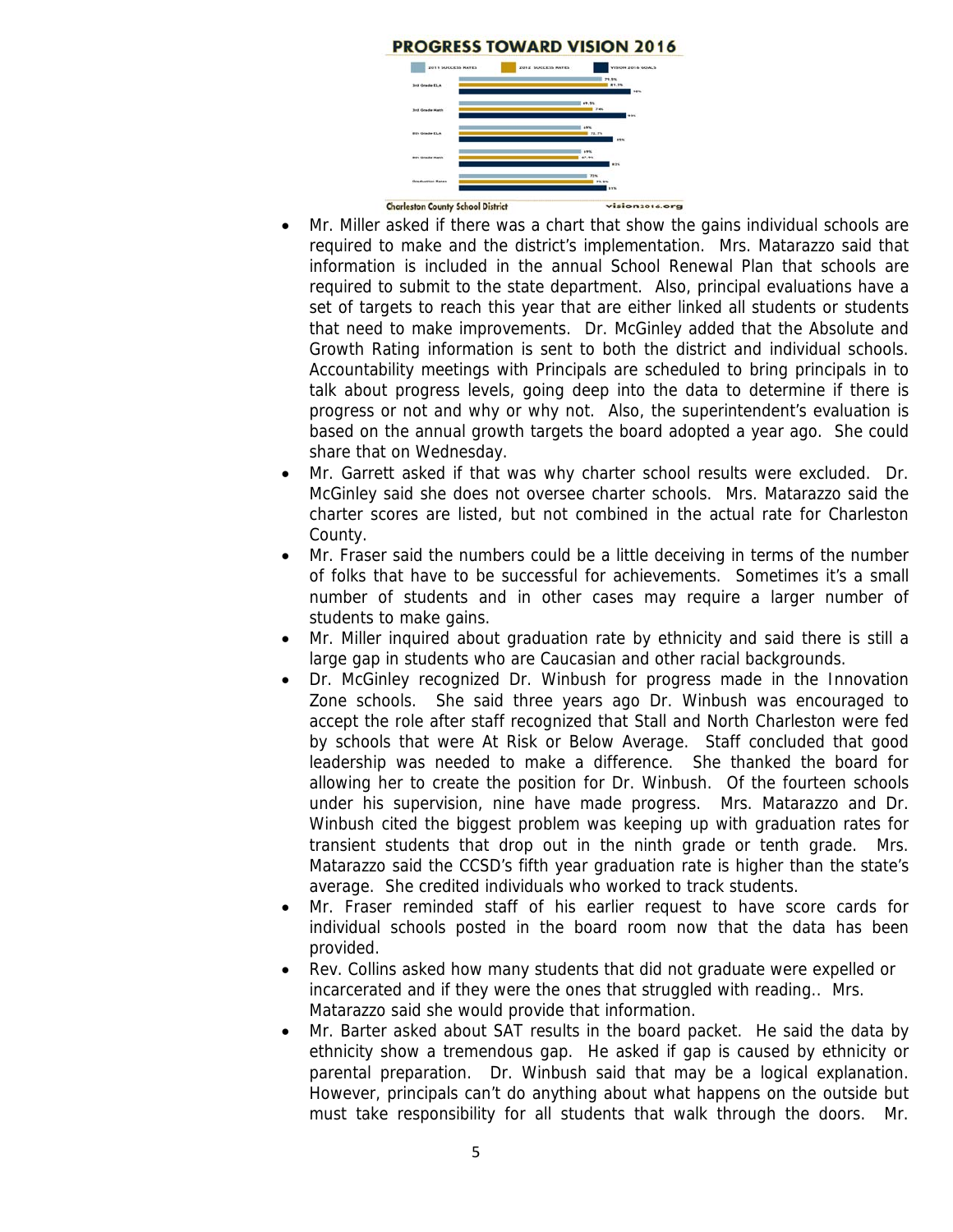## PROGRESS TOWARD VISION 2016

| | 2011 SUCCESS RATES | 2012 SUCCESS RATES | VISION 2016 GOALS |
|---|---|---|---|
| 3rd Grade ELA | 79.5% | 81.3% | 90% |
| 3rd Grade Math | 69.5% | 74% | 93% |
| 8th Grade ELA | 69% | 72.7% | 85% |
| 8th Grade Math | 69% | 67.9% | 83% |
| Graduation Rates | 72% | 75.5% | 81% |

Charleston County School District vision2016.org

- Mr. Miller asked if there was a chart that show the gains individual schools are required to make and the district's implementation. Mrs. Matarazzo said that information is included in the annual School Renewal Plan that schools are required to submit to the state department. Also, principal evaluations have a set of targets to reach this year that are either linked all students or students that need to make improvements. Dr. McGinley added that the Absolute and Growth Rating information is sent to both the district and individual schools. Accountability meetings with Principals are scheduled to bring principals in to talk about progress levels, going deep into the data to determine if there is progress or not and why or why not. Also, the superintendent's evaluation is based on the annual growth targets the board adopted a year ago. She could share that on Wednesday.
- Mr. Garrett asked if that was why charter school results were excluded. Dr. McGinley said she does not oversee charter schools. Mrs. Matarazzo said the charter scores are listed, but not combined in the actual rate for Charleston County.
- Mr. Fraser said the numbers could be a little deceiving in terms of the number of folks that have to be successful for achievements. Sometimes it's a small number of students and in other cases may require a larger number of students to make gains.
- Mr. Miller inquired about graduation rate by ethnicity and said there is still a large gap in students who are Caucasian and other racial backgrounds.
- Dr. McGinley recognized Dr. Winbush for progress made in the Innovation Zone schools. She said three years ago Dr. Winbush was encouraged to accept the role after staff recognized that Stall and North Charleston were fed by schools that were At Risk or Below Average. Staff concluded that good leadership was needed to make a difference. She thanked the board for allowing her to create the position for Dr. Winbush. Of the fourteen schools under his supervision, nine have made progress. Mrs. Matarazzo and Dr. Winbush cited the biggest problem was keeping up with graduation rates for transient students that drop out in the ninth grade or tenth grade. Mrs. Matarazzo said the CCSD's fifth year graduation rate is higher than the state's average. She credited individuals who worked to track students.
- Mr. Fraser reminded staff of his earlier request to have score cards for individual schools posted in the board room now that the data has been provided.
- Rev. Collins asked how many students that did not graduate were expelled or incarcerated and if they were the ones that struggled with reading.. Mrs. Matarazzo said she would provide that information.
- Mr. Barter asked about SAT results in the board packet. He said the data by ethnicity show a tremendous gap. He asked if gap is caused by ethnicity or parental preparation. Dr. Winbush said that may be a logical explanation. However, principals can't do anything about what happens on the outside but must take responsibility for all students that walk through the doors. Mr.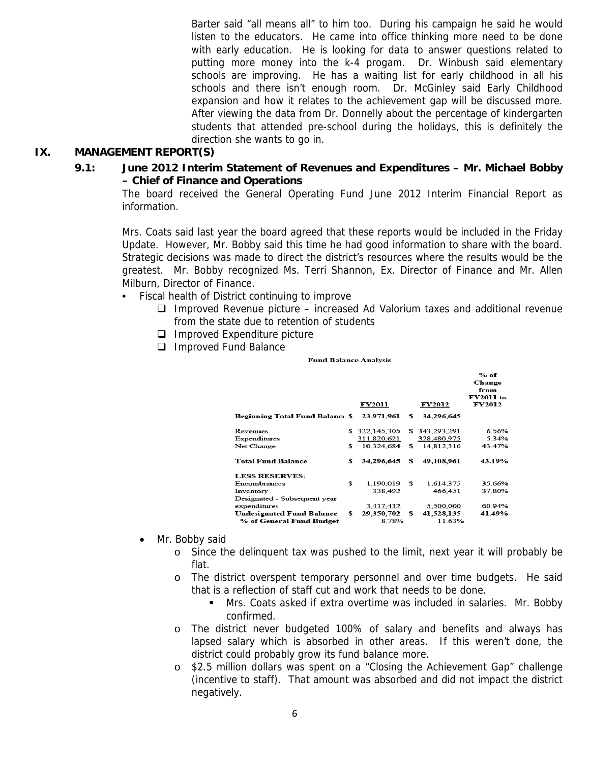Barter said "all means all" to him too. During his campaign he said he would listen to the educators. He came into office thinking more need to be done with early education. He is looking for data to answer questions related to putting more money into the k-4 progam. Dr. Winbush said elementary schools are improving. He has a waiting list for early childhood in all his schools and there isn't enough room. Dr. McGinley said Early Childhood expansion and how it relates to the achievement gap will be discussed more. After viewing the data from Dr. Donnelly about the percentage of kindergarten students that attended pre-school during the holidays, this is definitely the direction she wants to go in.

## IX. MANAGEMENT REPORT(S)

### 9.1: June 2012 Interim Statement of Revenues and Expenditures – Mr. Michael Bobby – Chief of Finance and Operations

The board received the General Operating Fund June 2012 Interim Financial Report as information.

Mrs. Coats said last year the board agreed that these reports would be included in the Friday Update. However, Mr. Bobby said this time he had good information to share with the board. Strategic decisions was made to direct the district's resources where the results would be the greatest. Mr. Bobby recognized Ms. Terri Shannon, Ex. Director of Finance and Mr. Allen Milburn, Director of Finance.

- Fiscal health of District continuing to improve
  - ❑ Improved Revenue picture – increased Ad Valorium taxes and additional revenue from the state due to retention of students
  - ❑ Improved Expenditure picture
  - ❑ Improved Fund Balance

**Fund Balance Analysis**

| | FY2011 | FY2012 | % of Change from FY2011 to FY2012 |
|---|---|---|---|
| **Beginning Total Fund Balance** | $ 23,971,961 | $ 34,296,645 | |
| Revenues | $ 322,145,305 | $ 343,293,291 | 6.56% |
| Expenditures | 311,820,621 | 328,480,975 | 5.34% |
| Net Change | $ 10,324,684 | $ 14,812,316 | 43.47% |
| **Total Fund Balance** | $ 34,296,645 | $ 49,108,961 | 43.19% |
| **LESS RESERVES:** | | | |
| Encumbrances | $ 1,190,019 | $ 1,614,375 | 35.66% |
| Inventory | 338,492 | 466,451 | 37.80% |
| Designated - Subsequent year expenditures | 3,417,432 | 5,500,000 | 60.94% |
| **Undesignated Fund Balance** | $ 29,350,702 | $ 41,528,135 | 41.49% |
| **% of General Fund Budget** | 8.78% | 11.63% | |

- Mr. Bobby said
  - Since the delinquent tax was pushed to the limit, next year it will probably be flat.
  - The district overspent temporary personnel and over time budgets. He said that is a reflection of staff cut and work that needs to be done.
    - Mrs. Coats asked if extra overtime was included in salaries. Mr. Bobby confirmed.
  - The district never budgeted 100% of salary and benefits and always has lapsed salary which is absorbed in other areas. If this weren't done, the district could probably grow its fund balance more.
  - $2.5 million dollars was spent on a "Closing the Achievement Gap" challenge (incentive to staff). That amount was absorbed and did not impact the district negatively.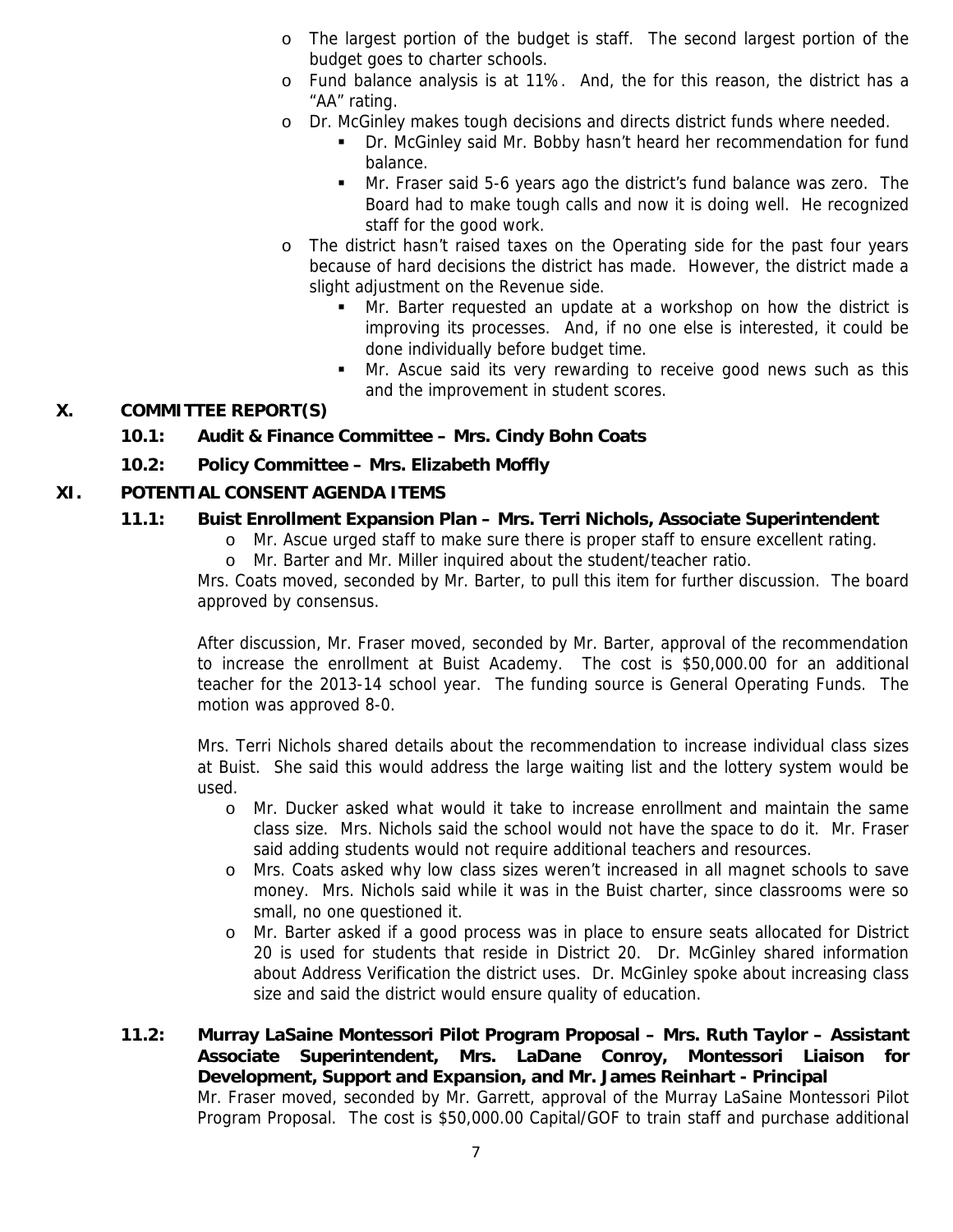- The largest portion of the budget is staff. The second largest portion of the budget goes to charter schools.
- Fund balance analysis is at 11%. And, the for this reason, the district has a "AA" rating.
- Dr. McGinley makes tough decisions and directs district funds where needed.
  - Dr. McGinley said Mr. Bobby hasn't heard her recommendation for fund balance.
  - Mr. Fraser said 5-6 years ago the district's fund balance was zero. The Board had to make tough calls and now it is doing well. He recognized staff for the good work.
- The district hasn't raised taxes on the Operating side for the past four years because of hard decisions the district has made. However, the district made a slight adjustment on the Revenue side.
  - Mr. Barter requested an update at a workshop on how the district is improving its processes. And, if no one else is interested, it could be done individually before budget time.
  - Mr. Ascue said its very rewarding to receive good news such as this and the improvement in student scores.

## X. COMMITTEE REPORT(S)

### 10.1: Audit & Finance Committee – Mrs. Cindy Bohn Coats

### 10.2: Policy Committee – Mrs. Elizabeth Moffly

## XI. POTENTIAL CONSENT AGENDA ITEMS

### 11.1: Buist Enrollment Expansion Plan – Mrs. Terri Nichols, Associate Superintendent

- Mr. Ascue urged staff to make sure there is proper staff to ensure excellent rating.
- Mr. Barter and Mr. Miller inquired about the student/teacher ratio.

Mrs. Coats moved, seconded by Mr. Barter, to pull this item for further discussion. The board approved by consensus.

After discussion, Mr. Fraser moved, seconded by Mr. Barter, approval of the recommendation to increase the enrollment at Buist Academy. The cost is $50,000.00 for an additional teacher for the 2013-14 school year. The funding source is General Operating Funds. The motion was approved 8-0.

Mrs. Terri Nichols shared details about the recommendation to increase individual class sizes at Buist. She said this would address the large waiting list and the lottery system would be used.

- Mr. Ducker asked what would it take to increase enrollment and maintain the same class size. Mrs. Nichols said the school would not have the space to do it. Mr. Fraser said adding students would not require additional teachers and resources.
- Mrs. Coats asked why low class sizes weren't increased in all magnet schools to save money. Mrs. Nichols said while it was in the Buist charter, since classrooms were so small, no one questioned it.
- Mr. Barter asked if a good process was in place to ensure seats allocated for District 20 is used for students that reside in District 20. Dr. McGinley shared information about Address Verification the district uses. Dr. McGinley spoke about increasing class size and said the district would ensure quality of education.

### 11.2: Murray LaSaine Montessori Pilot Program Proposal – Mrs. Ruth Taylor – Assistant Associate Superintendent, Mrs. LaDane Conroy, Montessori Liaison for Development, Support and Expansion, and Mr. James Reinhart - Principal

Mr. Fraser moved, seconded by Mr. Garrett, approval of the Murray LaSaine Montessori Pilot Program Proposal. The cost is $50,000.00 Capital/GOF to train staff and purchase additional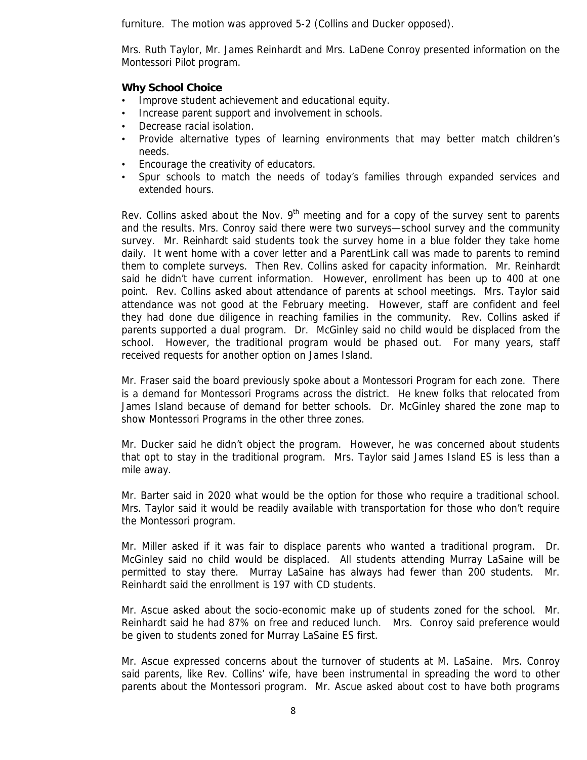furniture. The motion was approved 5-2 (Collins and Ducker opposed).

Mrs. Ruth Taylor, Mr. James Reinhardt and Mrs. LaDene Conroy presented information on the Montessori Pilot program.

**Why School Choice**

- Improve student achievement and educational equity.
- Increase parent support and involvement in schools.
- Decrease racial isolation.
- Provide alternative types of learning environments that may better match children's needs.
- Encourage the creativity of educators.
- Spur schools to match the needs of today's families through expanded services and extended hours.

Rev. Collins asked about the Nov. 9th meeting and for a copy of the survey sent to parents and the results. Mrs. Conroy said there were two surveys—school survey and the community survey. Mr. Reinhardt said students took the survey home in a blue folder they take home daily. It went home with a cover letter and a ParentLink call was made to parents to remind them to complete surveys. Then Rev. Collins asked for capacity information. Mr. Reinhardt said he didn't have current information. However, enrollment has been up to 400 at one point. Rev. Collins asked about attendance of parents at school meetings. Mrs. Taylor said attendance was not good at the February meeting. However, staff are confident and feel they had done due diligence in reaching families in the community. Rev. Collins asked if parents supported a dual program. Dr. McGinley said no child would be displaced from the school. However, the traditional program would be phased out. For many years, staff received requests for another option on James Island.

Mr. Fraser said the board previously spoke about a Montessori Program for each zone. There is a demand for Montessori Programs across the district. He knew folks that relocated from James Island because of demand for better schools. Dr. McGinley shared the zone map to show Montessori Programs in the other three zones.

Mr. Ducker said he didn't object the program. However, he was concerned about students that opt to stay in the traditional program. Mrs. Taylor said James Island ES is less than a mile away.

Mr. Barter said in 2020 what would be the option for those who require a traditional school. Mrs. Taylor said it would be readily available with transportation for those who don't require the Montessori program.

Mr. Miller asked if it was fair to displace parents who wanted a traditional program. Dr. McGinley said no child would be displaced. All students attending Murray LaSaine will be permitted to stay there. Murray LaSaine has always had fewer than 200 students. Mr. Reinhardt said the enrollment is 197 with CD students.

Mr. Ascue asked about the socio-economic make up of students zoned for the school. Mr. Reinhardt said he had 87% on free and reduced lunch. Mrs. Conroy said preference would be given to students zoned for Murray LaSaine ES first.

Mr. Ascue expressed concerns about the turnover of students at M. LaSaine. Mrs. Conroy said parents, like Rev. Collins' wife, have been instrumental in spreading the word to other parents about the Montessori program. Mr. Ascue asked about cost to have both programs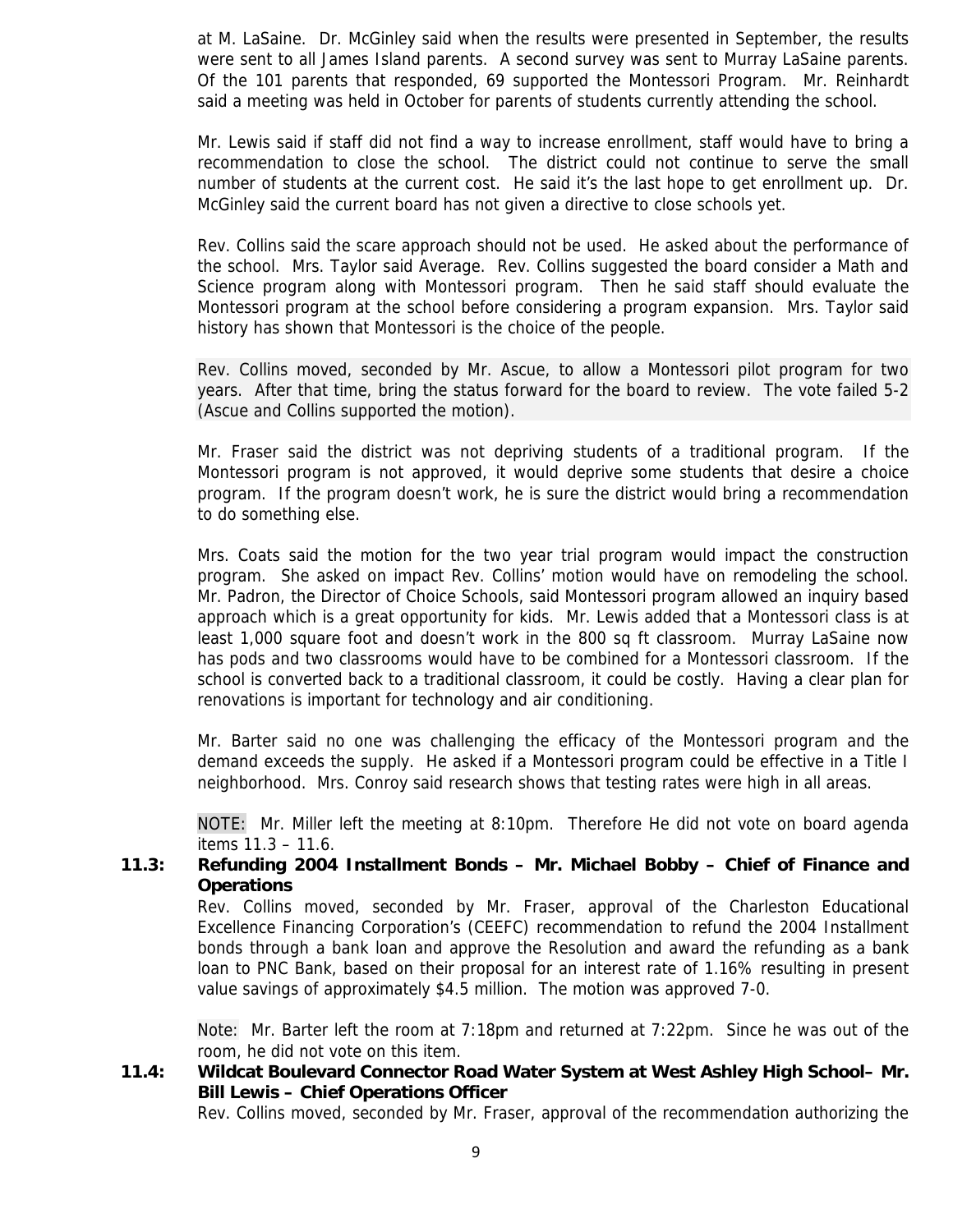at M. LaSaine. Dr. McGinley said when the results were presented in September, the results were sent to all James Island parents. A second survey was sent to Murray LaSaine parents. Of the 101 parents that responded, 69 supported the Montessori Program. Mr. Reinhardt said a meeting was held in October for parents of students currently attending the school.

Mr. Lewis said if staff did not find a way to increase enrollment, staff would have to bring a recommendation to close the school. The district could not continue to serve the small number of students at the current cost. He said it's the last hope to get enrollment up. Dr. McGinley said the current board has not given a directive to close schools yet.

Rev. Collins said the scare approach should not be used. He asked about the performance of the school. Mrs. Taylor said Average. Rev. Collins suggested the board consider a Math and Science program along with Montessori program. Then he said staff should evaluate the Montessori program at the school before considering a program expansion. Mrs. Taylor said history has shown that Montessori is the choice of the people.

Rev. Collins moved, seconded by Mr. Ascue, to allow a Montessori pilot program for two years. After that time, bring the status forward for the board to review. The vote failed 5-2 (Ascue and Collins supported the motion).

Mr. Fraser said the district was not depriving students of a traditional program. If the Montessori program is not approved, it would deprive some students that desire a choice program. If the program doesn't work, he is sure the district would bring a recommendation to do something else.

Mrs. Coats said the motion for the two year trial program would impact the construction program. She asked on impact Rev. Collins' motion would have on remodeling the school. Mr. Padron, the Director of Choice Schools, said Montessori program allowed an inquiry based approach which is a great opportunity for kids. Mr. Lewis added that a Montessori class is at least 1,000 square foot and doesn't work in the 800 sq ft classroom. Murray LaSaine now has pods and two classrooms would have to be combined for a Montessori classroom. If the school is converted back to a traditional classroom, it could be costly. Having a clear plan for renovations is important for technology and air conditioning.

Mr. Barter said no one was challenging the efficacy of the Montessori program and the demand exceeds the supply. He asked if a Montessori program could be effective in a Title I neighborhood. Mrs. Conroy said research shows that testing rates were high in all areas.

NOTE: Mr. Miller left the meeting at 8:10pm. Therefore He did not vote on board agenda items 11.3 – 11.6.

**11.3: Refunding 2004 Installment Bonds – Mr. Michael Bobby – Chief of Finance and Operations**

Rev. Collins moved, seconded by Mr. Fraser, approval of the Charleston Educational Excellence Financing Corporation's (CEEFC) recommendation to refund the 2004 Installment bonds through a bank loan and approve the Resolution and award the refunding as a bank loan to PNC Bank, based on their proposal for an interest rate of 1.16% resulting in present value savings of approximately $4.5 million. The motion was approved 7-0.

Note: Mr. Barter left the room at 7:18pm and returned at 7:22pm. Since he was out of the room, he did not vote on this item.

**11.4: Wildcat Boulevard Connector Road Water System at West Ashley High School– Mr. Bill Lewis – Chief Operations Officer**

Rev. Collins moved, seconded by Mr. Fraser, approval of the recommendation authorizing the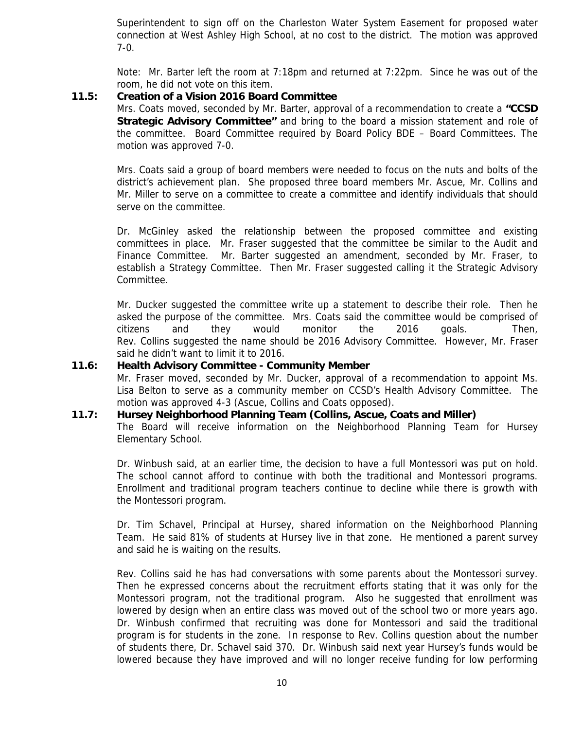Superintendent to sign off on the Charleston Water System Easement for proposed water connection at West Ashley High School, at no cost to the district. The motion was approved 7-0.

Note: Mr. Barter left the room at 7:18pm and returned at 7:22pm. Since he was out of the room, he did not vote on this item.

**11.5: Creation of a Vision 2016 Board Committee**

Mrs. Coats moved, seconded by Mr. Barter, approval of a recommendation to create a **"CCSD Strategic Advisory Committee"** and bring to the board a mission statement and role of the committee. Board Committee required by Board Policy BDE – Board Committees. The motion was approved 7-0.

Mrs. Coats said a group of board members were needed to focus on the nuts and bolts of the district's achievement plan. She proposed three board members Mr. Ascue, Mr. Collins and Mr. Miller to serve on a committee to create a committee and identify individuals that should serve on the committee.

Dr. McGinley asked the relationship between the proposed committee and existing committees in place. Mr. Fraser suggested that the committee be similar to the Audit and Finance Committee. Mr. Barter suggested an amendment, seconded by Mr. Fraser, to establish a Strategy Committee. Then Mr. Fraser suggested calling it the Strategic Advisory Committee.

Mr. Ducker suggested the committee write up a statement to describe their role. Then he asked the purpose of the committee. Mrs. Coats said the committee would be comprised of citizens and they would monitor the 2016 goals. Then, Rev. Collins suggested the name should be 2016 Advisory Committee. However, Mr. Fraser said he didn't want to limit it to 2016.

**11.6: Health Advisory Committee - Community Member**

Mr. Fraser moved, seconded by Mr. Ducker, approval of a recommendation to appoint Ms. Lisa Belton to serve as a community member on CCSD's Health Advisory Committee. The motion was approved 4-3 (Ascue, Collins and Coats opposed).

**11.7: Hursey Neighborhood Planning Team (Collins, Ascue, Coats and Miller)**

The Board will receive information on the Neighborhood Planning Team for Hursey Elementary School.

Dr. Winbush said, at an earlier time, the decision to have a full Montessori was put on hold. The school cannot afford to continue with both the traditional and Montessori programs. Enrollment and traditional program teachers continue to decline while there is growth with the Montessori program.

Dr. Tim Schavel, Principal at Hursey, shared information on the Neighborhood Planning Team. He said 81% of students at Hursey live in that zone. He mentioned a parent survey and said he is waiting on the results.

Rev. Collins said he has had conversations with some parents about the Montessori survey. Then he expressed concerns about the recruitment efforts stating that it was only for the Montessori program, not the traditional program. Also he suggested that enrollment was lowered by design when an entire class was moved out of the school two or more years ago. Dr. Winbush confirmed that recruiting was done for Montessori and said the traditional program is for students in the zone. In response to Rev. Collins question about the number of students there, Dr. Schavel said 370. Dr. Winbush said next year Hursey's funds would be lowered because they have improved and will no longer receive funding for low performing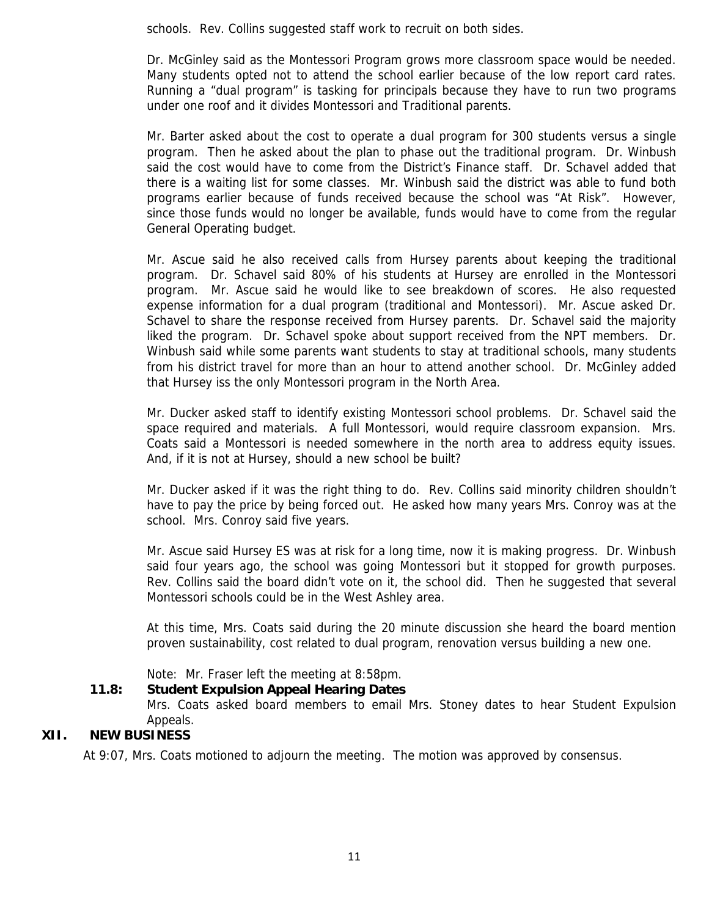schools. Rev. Collins suggested staff work to recruit on both sides.

Dr. McGinley said as the Montessori Program grows more classroom space would be needed. Many students opted not to attend the school earlier because of the low report card rates. Running a "dual program" is tasking for principals because they have to run two programs under one roof and it divides Montessori and Traditional parents.

Mr. Barter asked about the cost to operate a dual program for 300 students versus a single program. Then he asked about the plan to phase out the traditional program. Dr. Winbush said the cost would have to come from the District's Finance staff. Dr. Schavel added that there is a waiting list for some classes. Mr. Winbush said the district was able to fund both programs earlier because of funds received because the school was "At Risk". However, since those funds would no longer be available, funds would have to come from the regular General Operating budget.

Mr. Ascue said he also received calls from Hursey parents about keeping the traditional program. Dr. Schavel said 80% of his students at Hursey are enrolled in the Montessori program. Mr. Ascue said he would like to see breakdown of scores. He also requested expense information for a dual program (traditional and Montessori). Mr. Ascue asked Dr. Schavel to share the response received from Hursey parents. Dr. Schavel said the majority liked the program. Dr. Schavel spoke about support received from the NPT members. Dr. Winbush said while some parents want students to stay at traditional schools, many students from his district travel for more than an hour to attend another school. Dr. McGinley added that Hursey iss the only Montessori program in the North Area.

Mr. Ducker asked staff to identify existing Montessori school problems. Dr. Schavel said the space required and materials. A full Montessori, would require classroom expansion. Mrs. Coats said a Montessori is needed somewhere in the north area to address equity issues. And, if it is not at Hursey, should a new school be built?

Mr. Ducker asked if it was the right thing to do. Rev. Collins said minority children shouldn't have to pay the price by being forced out. He asked how many years Mrs. Conroy was at the school. Mrs. Conroy said five years.

Mr. Ascue said Hursey ES was at risk for a long time, now it is making progress. Dr. Winbush said four years ago, the school was going Montessori but it stopped for growth purposes. Rev. Collins said the board didn't vote on it, the school did. Then he suggested that several Montessori schools could be in the West Ashley area.

At this time, Mrs. Coats said during the 20 minute discussion she heard the board mention proven sustainability, cost related to dual program, renovation versus building a new one.

Note: Mr. Fraser left the meeting at 8:58pm.

**11.8: Student Expulsion Appeal Hearing Dates**

Mrs. Coats asked board members to email Mrs. Stoney dates to hear Student Expulsion Appeals.

## XII. NEW BUSINESS

At 9:07, Mrs. Coats motioned to adjourn the meeting. The motion was approved by consensus.